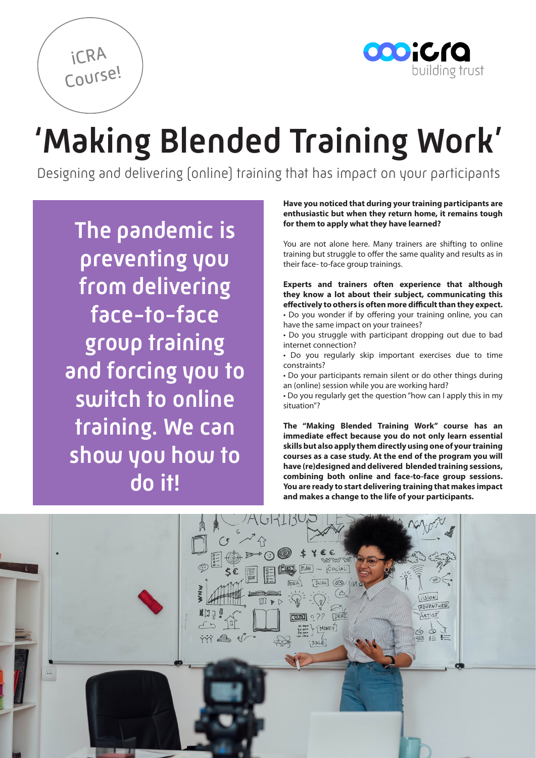iCRA Course!

icra building trust

# 'Making Blended Training Work'

Designing and delivering (online) training that has impact on your participants

## The pandemic is preventing you from delivering face-to-face group training and forcing you to switch to online training. We can show you how to do it!

**Have you noticed that during your training participants are enthusiastic but when they return home, it remains tough for them to apply what they have learned?**

You are not alone here. Many trainers are shifting to online training but struggle to offer the same quality and results as in their face- to-face group trainings.

**Experts and trainers often experience that although they know a lot about their subject, communicating this effectively to others is often more difficult than they expect.**

- Do you wonder if by offering your training online, you can have the same impact on your trainees?
- Do you struggle with participant dropping out due to bad internet connection?
- Do you regularly skip important exercises due to time constraints?
- Do your participants remain silent or do other things during an (online) session while you are working hard?
- Do you regularly get the question "how can I apply this in my situation"?

**The "Making Blended Training Work" course has an immediate effect because you do not only learn essential skills but also apply them directly using one of your training courses as a case study. At the end of the program you will have (re)designed and delivered blended training sessions, combining both online and face-to-face group sessions. You are ready to start delivering training that makes impact and makes a change to the life of your participants.**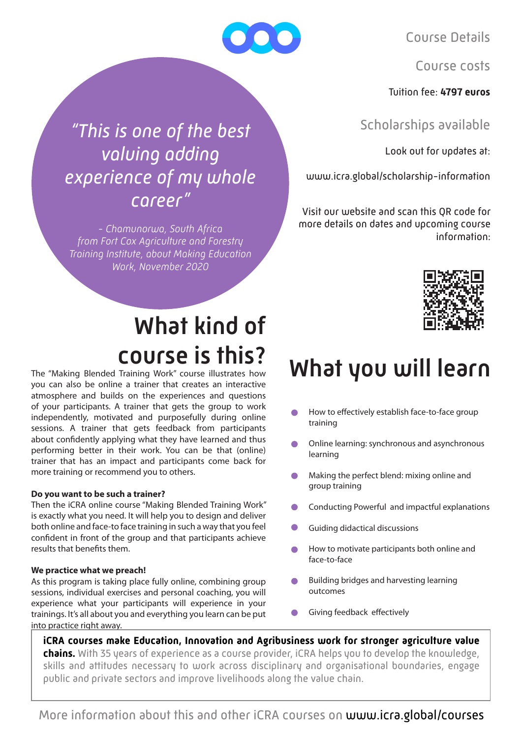*"This is one of the best valuing adding experience of my whole career"*

*- Chamunorwa, South Africa from Fort Cox Agriculture and Forestry Training Institute, about Making Education Work, November 2020*

## Course Details

### Course costs

Tuition fee: **4797 euros**

### Scholarships available

Look out for updates at:

www.icra.global/scholarship-information

Visit our website and scan this QR code for more details on dates and upcoming course information:

# What kind of course is this?

The "Making Blended Training Work" course illustrates how you can also be online a trainer that creates an interactive atmosphere and builds on the experiences and questions of your participants. A trainer that gets the group to work independently, motivated and purposefully during online sessions. A trainer that gets feedback from participants about confidently applying what they have learned and thus performing better in their work. You can be that (online) trainer that has an impact and participants come back for more training or recommend you to others.

**Do you want to be such a trainer?**
Then the iCRA online course "Making Blended Training Work" is exactly what you need. It will help you to design and deliver both online and face-to face training in such a way that you feel confident in front of the group and that participants achieve results that benefits them.

**We practice what we preach!**
As this program is taking place fully online, combining group sessions, individual exercises and personal coaching, you will experience what your participants will experience in your trainings. It's all about you and everything you learn can be put into practice right away.

# What you will learn

- How to effectively establish face-to-face group training
- Online learning: synchronous and asynchronous learning
- Making the perfect blend: mixing online and group training
- Conducting Powerful and impactful explanations
- Guiding didactical discussions
- How to motivate participants both online and face-to-face
- Building bridges and harvesting learning outcomes
- Giving feedback effectively

**iCRA courses make Education, Innovation and Agribusiness work for stronger agriculture value chains.** With 35 years of experience as a course provider, iCRA helps you to develop the knowledge, skills and attitudes necessary to work across disciplinary and organisational boundaries, engage public and private sectors and improve livelihoods along the value chain.

More information about this and other iCRA courses on www.icra.global/courses